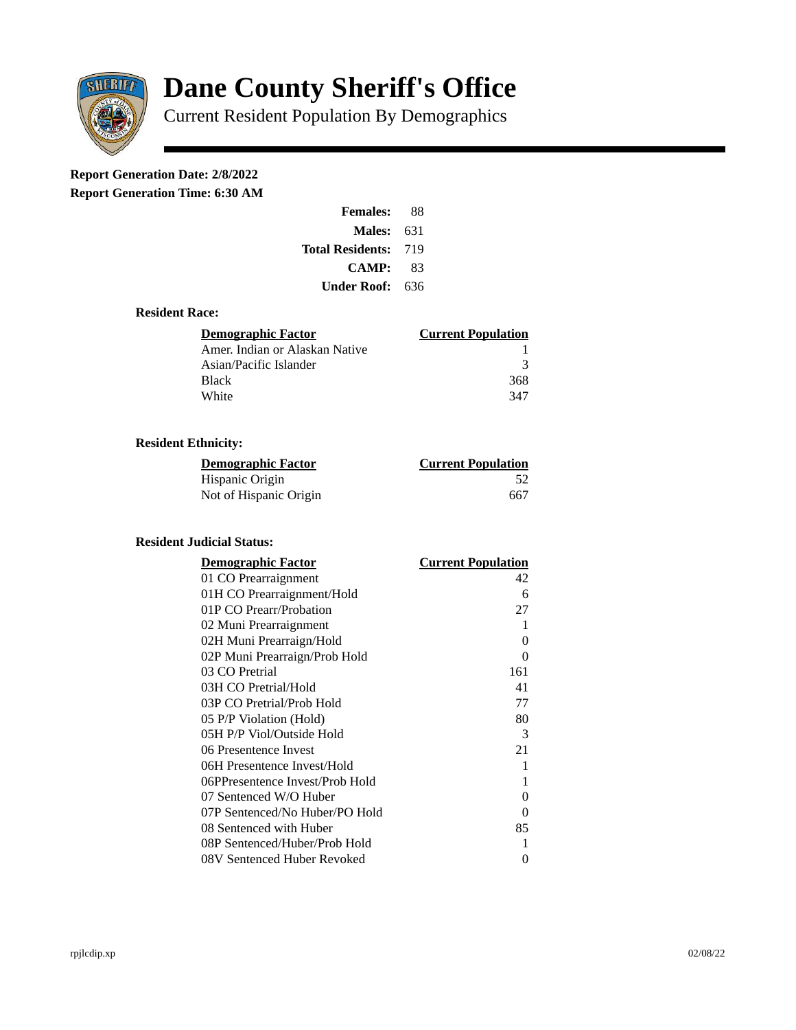# Dane County Sheriff's Office

Current Resident Population By Demographics

**Report Generation Date: 2/8/2022**
**Report Generation Time: 6:30 AM**

| | |
|---|---|
| **Females:** | 88 |
| **Males:** | 631 |
| **Total Residents:** | 719 |
| **CAMP:** | 83 |
| **Under Roof:** | 636 |

### Resident Race:

| Demographic Factor | Current Population |
|---|---|
| Amer. Indian or Alaskan Native | 1 |
| Asian/Pacific Islander | 3 |
| Black | 368 |
| White | 347 |

### Resident Ethnicity:

| Demographic Factor | Current Population |
|---|---|
| Hispanic Origin | 52 |
| Not of Hispanic Origin | 667 |

### Resident Judicial Status:

| Demographic Factor | Current Population |
|---|---|
| 01 CO Prearraignment | 42 |
| 01H CO Prearraignment/Hold | 6 |
| 01P CO Prearr/Probation | 27 |
| 02 Muni Prearraignment | 1 |
| 02H Muni Prearraign/Hold | 0 |
| 02P Muni Prearraign/Prob Hold | 0 |
| 03 CO Pretrial | 161 |
| 03H CO Pretrial/Hold | 41 |
| 03P CO Pretrial/Prob Hold | 77 |
| 05 P/P Violation (Hold) | 80 |
| 05H P/P Viol/Outside Hold | 3 |
| 06 Presentence Invest | 21 |
| 06H Presentence Invest/Hold | 1 |
| 06PPresentence Invest/Prob Hold | 1 |
| 07 Sentenced W/O Huber | 0 |
| 07P Sentenced/No Huber/PO Hold | 0 |
| 08 Sentenced with Huber | 85 |
| 08P Sentenced/Huber/Prob Hold | 1 |
| 08V Sentenced Huber Revoked | 0 |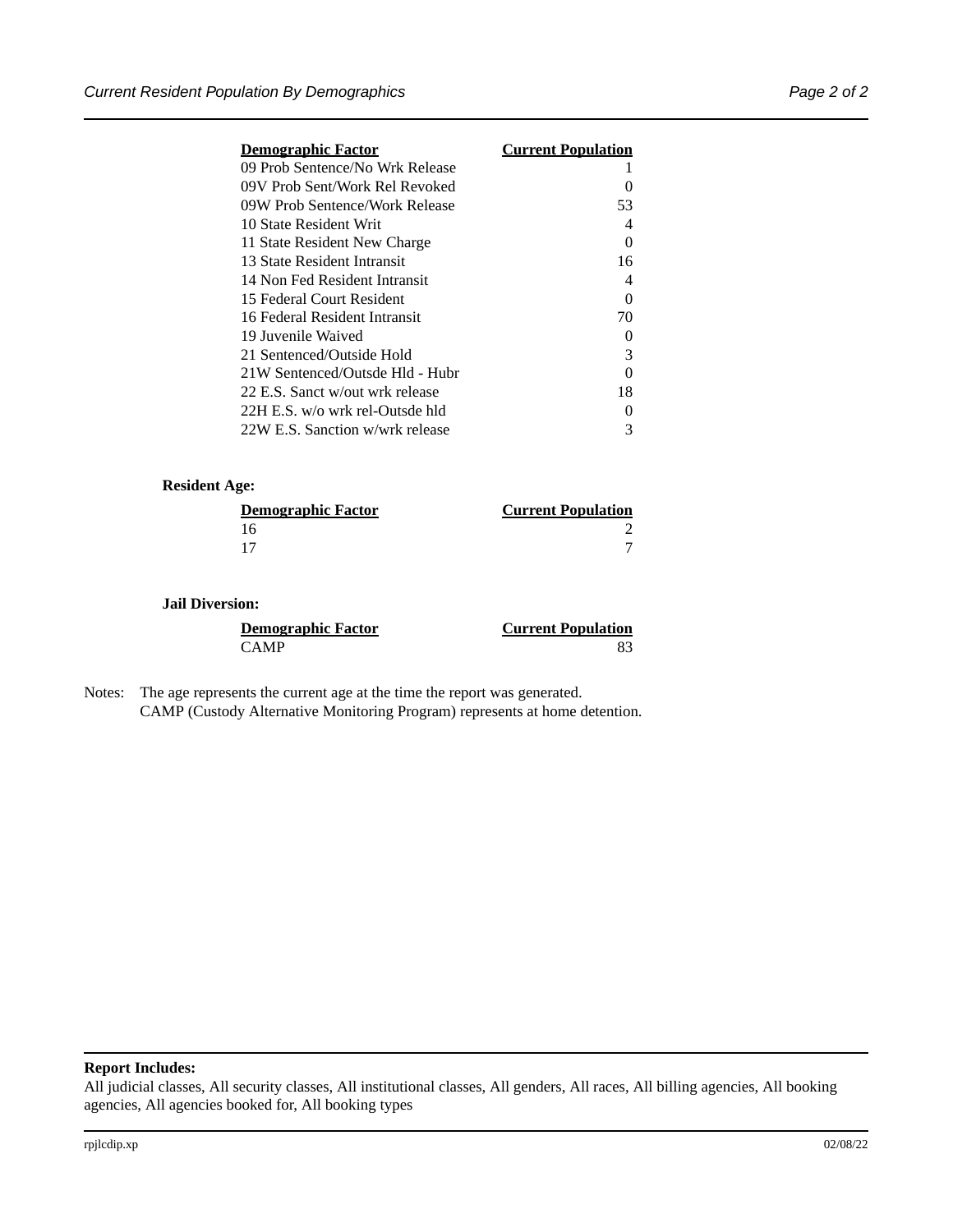| Demographic Factor | Current Population |
| --- | --- |
| 09 Prob Sentence/No Wrk Release | 1 |
| 09V Prob Sent/Work Rel Revoked | 0 |
| 09W Prob Sentence/Work Release | 53 |
| 10 State Resident Writ | 4 |
| 11 State Resident New Charge | 0 |
| 13 State Resident Intransit | 16 |
| 14 Non Fed Resident Intransit | 4 |
| 15 Federal Court Resident | 0 |
| 16 Federal Resident Intransit | 70 |
| 19 Juvenile Waived | 0 |
| 21 Sentenced/Outside Hold | 3 |
| 21W Sentenced/Outsde Hld - Hubr | 0 |
| 22 E.S. Sanct w/out wrk release | 18 |
| 22H E.S. w/o wrk rel-Outsde hld | 0 |
| 22W E.S. Sanction w/wrk release | 3 |

**Resident Age:**

| Demographic Factor | Current Population |
| --- | --- |
| 16 | 2 |
| 17 | 7 |

**Jail Diversion:**

| Demographic Factor | Current Population |
| --- | --- |
| CAMP | 83 |

Notes: The age represents the current age at the time the report was generated.
CAMP (Custody Alternative Monitoring Program) represents at home detention.

**Report Includes:**

All judicial classes, All security classes, All institutional classes, All genders, All races, All billing agencies, All booking agencies, All agencies booked for, All booking types

rpjlcdip.xp 02/08/22